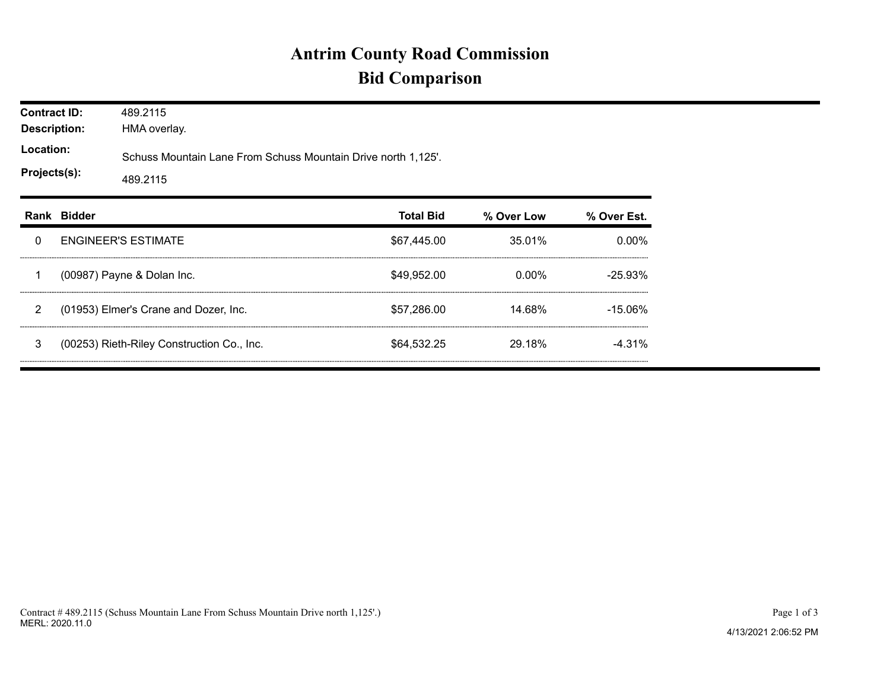# Antrim County Road Commission
## Bid Comparison

**Contract ID:** 489.2115
**Description:** HMA overlay.
**Location:** Schuss Mountain Lane From Schuss Mountain Drive north 1,125'.
**Projects(s):** 489.2115

| Rank | Bidder | Total Bid | % Over Low | % Over Est. |
|---|---|---|---|---|
| 0 | ENGINEER'S ESTIMATE | $67,445.00 | 35.01% | 0.00% |
| 1 | (00987) Payne & Dolan Inc. | $49,952.00 | 0.00% | -25.93% |
| 2 | (01953) Elmer's Crane and Dozer, Inc. | $57,286.00 | 14.68% | -15.06% |
| 3 | (00253) Rieth-Riley Construction Co., Inc. | $64,532.25 | 29.18% | -4.31% |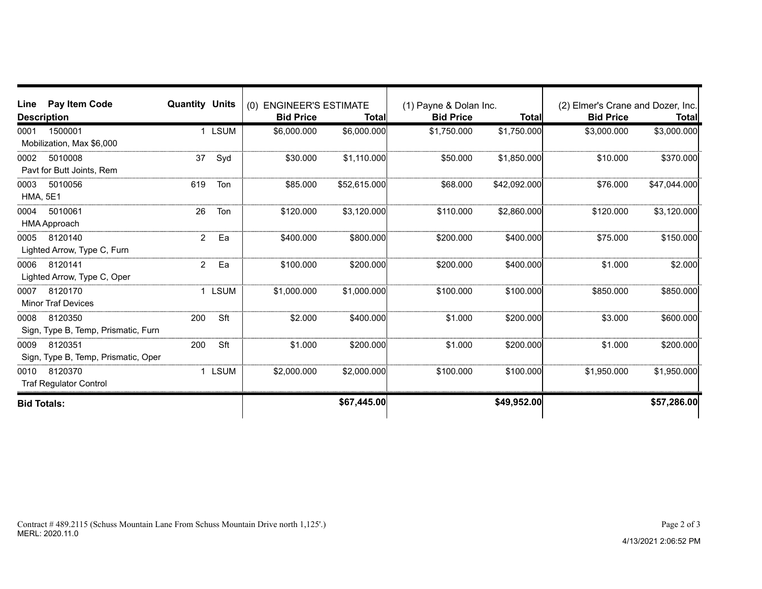| Line Pay Item Code Description | Quantity | Units | (0) ENGINEER'S ESTIMATE Bid Price | Total | (1) Payne & Dolan Inc. Bid Price | Total | (2) Elmer's Crane and Dozer, Inc. Bid Price | Total |
|---|---|---|---|---|---|---|---|---|
| 0001 1500001 Mobilization, Max $6,000 | 1 | LSUM | $6,000.000 | $6,000.000 | $1,750.000 | $1,750.000 | $3,000.000 | $3,000.000 |
| 0002 5010008 Pavt for Butt Joints, Rem | 37 | Syd | $30.000 | $1,110.000 | $50.000 | $1,850.000 | $10.000 | $370.000 |
| 0003 5010056 HMA, 5E1 | 619 | Ton | $85.000 | $52,615.000 | $68.000 | $42,092.000 | $76.000 | $47,044.000 |
| 0004 5010061 HMA Approach | 26 | Ton | $120.000 | $3,120.000 | $110.000 | $2,860.000 | $120.000 | $3,120.000 |
| 0005 8120140 Lighted Arrow, Type C, Furn | 2 | Ea | $400.000 | $800.000 | $200.000 | $400.000 | $75.000 | $150.000 |
| 0006 8120141 Lighted Arrow, Type C, Oper | 2 | Ea | $100.000 | $200.000 | $200.000 | $400.000 | $1.000 | $2.000 |
| 0007 8120170 Minor Traf Devices | 1 | LSUM | $1,000.000 | $1,000.000 | $100.000 | $100.000 | $850.000 | $850.000 |
| 0008 8120350 Sign, Type B, Temp, Prismatic, Furn | 200 | Sft | $2.000 | $400.000 | $1.000 | $200.000 | $3.000 | $600.000 |
| 0009 8120351 Sign, Type B, Temp, Prismatic, Oper | 200 | Sft | $1.000 | $200.000 | $1.000 | $200.000 | $1.000 | $200.000 |
| 0010 8120370 Traf Regulator Control | 1 | LSUM | $2,000.000 | $2,000.000 | $100.000 | $100.000 | $1,950.000 | $1,950.000 |
| **Bid Totals:** | | | | **$67,445.00** | | **$49,952.00** | | **$57,286.00** |

Contract # 489.2115 (Schuss Mountain Lane From Schuss Mountain Drive north 1,125'.)
MERL: 2020.11.0

4/13/2021 2:06:52 PM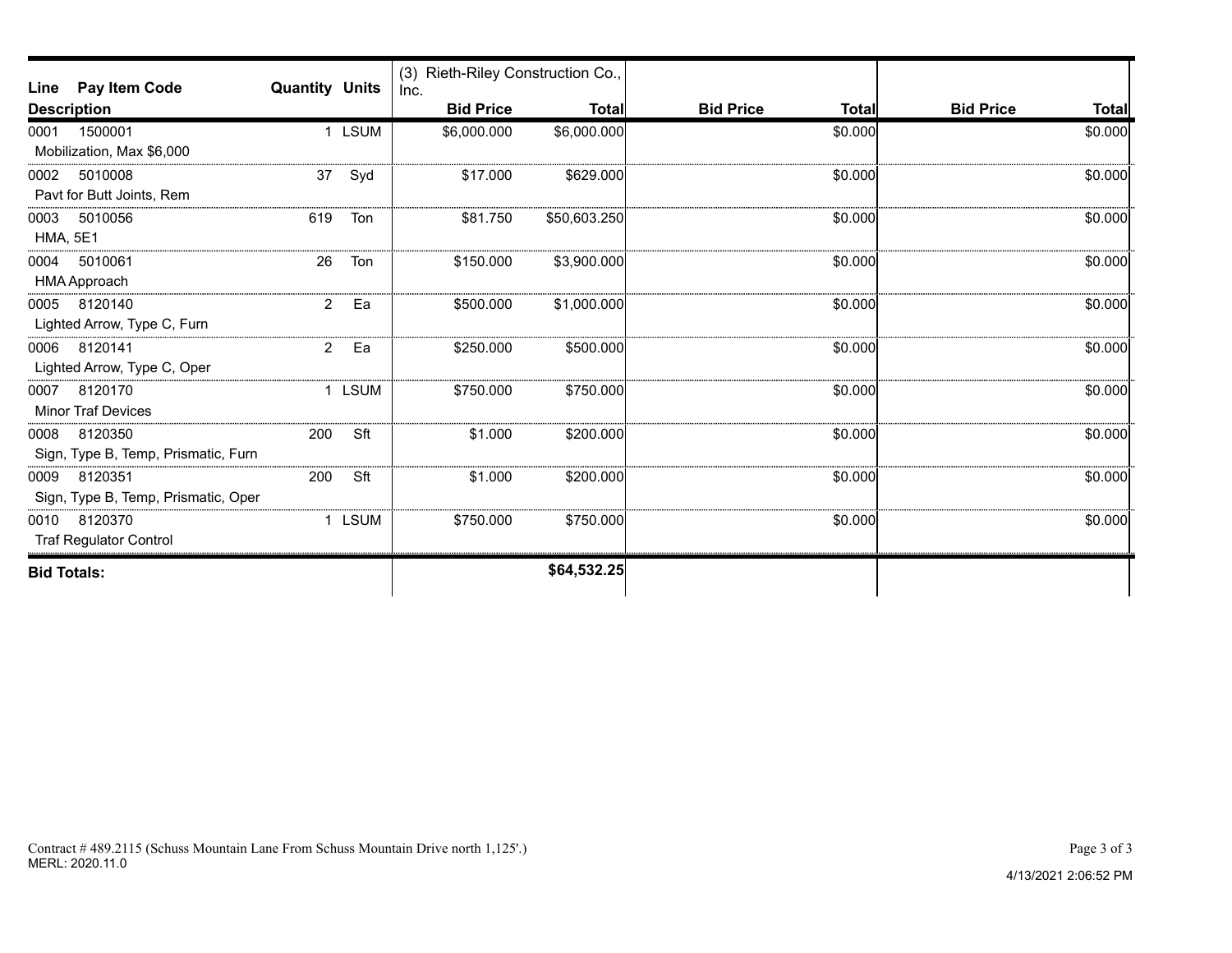| Line Pay Item Code Description | Quantity | Units | (3) Rieth-Riley Construction Co., Inc. Bid Price | Total | Bid Price | Total | Bid Price | Total |
|---|---|---|---|---|---|---|---|---|
| 0001 1500001 Mobilization, Max $6,000 | 1 | LSUM | $6,000.000 | $6,000.000 | | $0.000 | | $0.000 |
| 0002 5010008 Pavt for Butt Joints, Rem | 37 | Syd | $17.000 | $629.000 | | $0.000 | | $0.000 |
| 0003 5010056 HMA, 5E1 | 619 | Ton | $81.750 | $50,603.250 | | $0.000 | | $0.000 |
| 0004 5010061 HMA Approach | 26 | Ton | $150.000 | $3,900.000 | | $0.000 | | $0.000 |
| 0005 8120140 Lighted Arrow, Type C, Furn | 2 | Ea | $500.000 | $1,000.000 | | $0.000 | | $0.000 |
| 0006 8120141 Lighted Arrow, Type C, Oper | 2 | Ea | $250.000 | $500.000 | | $0.000 | | $0.000 |
| 0007 8120170 Minor Traf Devices | 1 | LSUM | $750.000 | $750.000 | | $0.000 | | $0.000 |
| 0008 8120350 Sign, Type B, Temp, Prismatic, Furn | 200 | Sft | $1.000 | $200.000 | | $0.000 | | $0.000 |
| 0009 8120351 Sign, Type B, Temp, Prismatic, Oper | 200 | Sft | $1.000 | $200.000 | | $0.000 | | $0.000 |
| 0010 8120370 Traf Regulator Control | 1 | LSUM | $750.000 | $750.000 | | $0.000 | | $0.000 |
| **Bid Totals:** | | | | **$64,532.25** | | | | |

Contract # 489.2115 (Schuss Mountain Lane From Schuss Mountain Drive north 1,125'.)
MERL: 2020.11.0

4/13/2021 2:06:52 PM